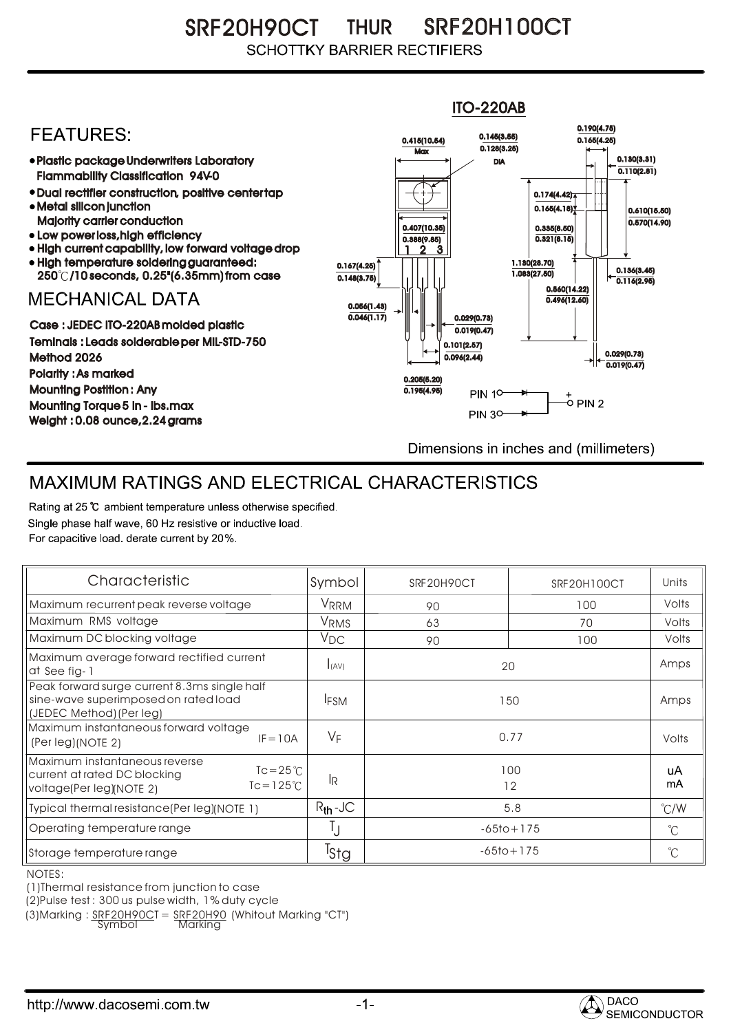# SRF20H90CT THUR SRF20H100CT

SCHOTTKY BARRIER RECTIFIERS

## FEATURES:

- Plastic package Underwriters Laboratory Flammability Classification 94V-0
- Dual rectifier construction, positive center tap
- Metal silicon junction Majority carrier conduction
- Low power loss, high efficiency
- High current capability, low forward voltage drop
- High temperature soldering guaranteed: 250℃/10 seconds, 0.25"(6.35mm) from case

## MECHANICAL DATA

Case : JEDEC ITO-220AB molded plastic

Teminals : Leads solderable per MIL-STD-750 Method 2026

Polarity : As marked

Mounting Postition : Any

Mounting Torque 5 in - lbs.max

Weight : 0.08 ounce, 2.24 grams

ITO-220AB

Dimensions in inches and (millimeters)

## MAXIMUM RATINGS AND ELECTRICAL CHARACTERISTICS

Rating at 25 ℃ ambient temperature unless otherwise specified.
Single phase half wave, 60 Hz resistive or inductive load.
For capacitive load. derate current by 20%.

| Characteristic | | Symbol | SRF20H90CT | SRF20H100CT | Units |
|---|---|---|---|---|---|
| Maximum recurrent peak reverse voltage | | $V_{RRM}$ | 90 | 100 | Volts |
| Maximum RMS voltage | | $V_{RMS}$ | 63 | 70 | Volts |
| Maximum DC blocking voltage | | $V_{DC}$ | 90 | 100 | Volts |
| Maximum average forward rectified current at See fig-1 | | $I_{(AV)}$ | 20 | | Amps |
| Peak forward surge current 8.3ms single half sine-wave superimposed on rated load (JEDEC Method)(Per leg) | | $I_{FSM}$ | 150 | | Amps |
| Maximum instantaneous forward voltage (Per leg)(NOTE 2) | IF=10A | $V_F$ | 0.77 | | Volts |
| Maximum instantaneous reverse current at rated DC blocking voltage(Per leg)(NOTE 2) | Tc=25℃ | $I_R$ | 100 | | uA |
| | Tc=125℃ | | 12 | | mA |
| Typical thermal resistance(Per leg)(NOTE 1) | | $R_{th}$-JC | 5.8 | | ℃/W |
| Operating temperature range | | $T_J$ | -65to+175 | | ℃ |
| Storage temperature range | | $T_{Stg}$ | -65to+175 | | ℃ |

NOTES:

(1)Thermal resistance from junction to case

(2)Pulse test : 300 us pulse width, 1% duty cycle

(3)Marking : SRF20H90CT (Symbol) = SRF20H90 (Marking) (Whitout Marking "CT")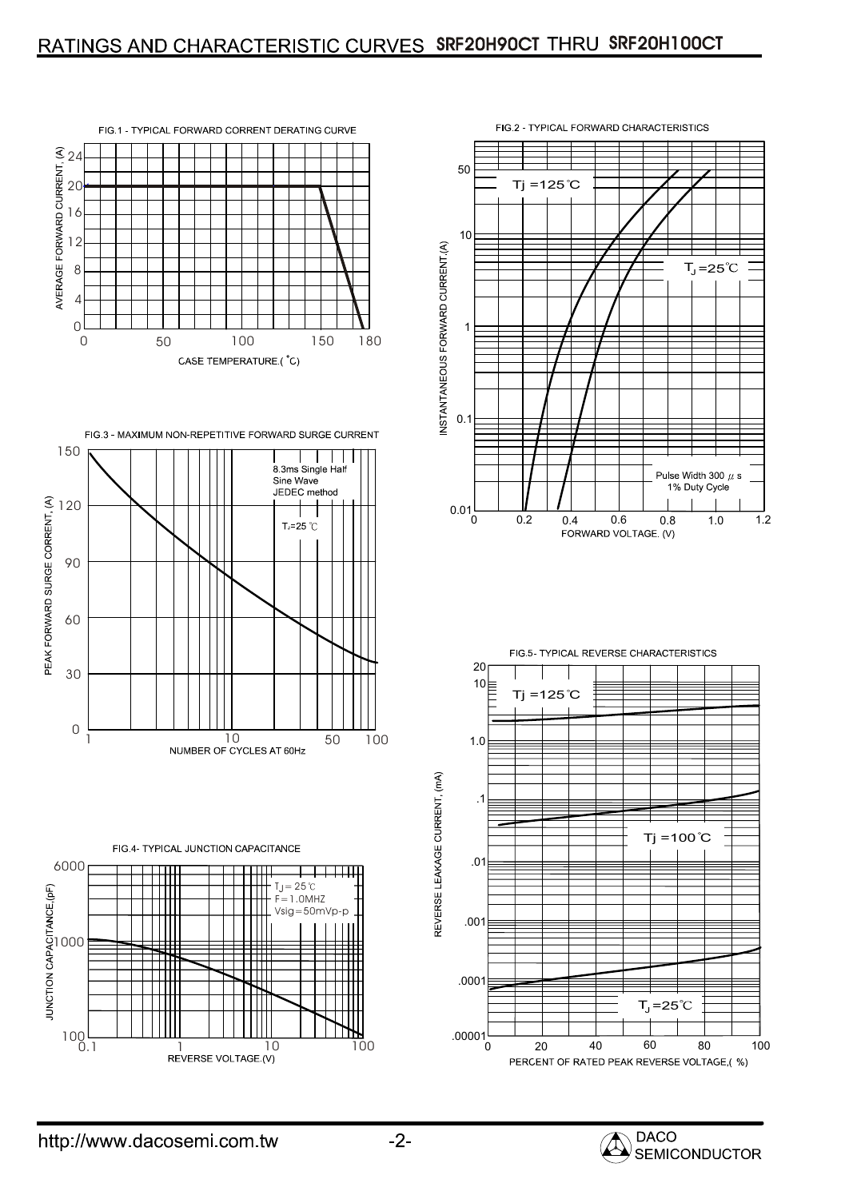# RATINGS AND CHARACTERISTIC CURVES SRF20H90CT THRU SRF20H100CT

FIG.1 - TYPICAL FORWARD CORRENT DERATING CURVE

AVERAGE FORWARD CURRENT, (A)

24
20
16
12
8
4
0

0 50 100 150 180

CASE TEMPERATURE.( °C)

FIG.2 - TYPICAL FORWARD CHARACTERISTICS

INSTANTANEOUS FORWARD CURRENT.(A)

50
10
1
0.1
0.01

Tj =125°C

$T_J$=25°C

Pulse Width 300 μ s
1% Duty Cycle

0 0.2 0.4 0.6 0.8 1.0 1.2

FORWARD VOLTAGE. (V)

FIG.3 - MAXIMUM NON-REPETITIVE FORWARD SURGE CURRENT

PEAK FORWARD SURGE CORRENT, (A)

150
120
90
60
30
0

8.3ms Single Half
Sine Wave
JEDEC method

$T_J$=25 °C

1 10 50 100

NUMBER OF CYCLES AT 60Hz

FIG.4- TYPICAL JUNCTION CAPACITANCE

JUNCTION CAPACITANCE,(pF)

6000
1000
100

$T_J$= 25°C
F=1.0MHZ
Vsig=50mVp-p

0.1 1 10 100

REVERSE VOLTAGE.(V)

FIG.5- TYPICAL REVERSE CHARACTERISTICS

REVERSE LEAKAGE CURRENT, (mA)

20
10
1.0
.1
.01
.001
.0001
.00001

Tj =125°C

Tj =100°C

$T_J$=25°C

0 20 40 60 80 100

PERCENT OF RATED PEAK REVERSE VOLTAGE,( %)

http://www.dacosemi.com.tw

DACO SEMICONDUCTOR